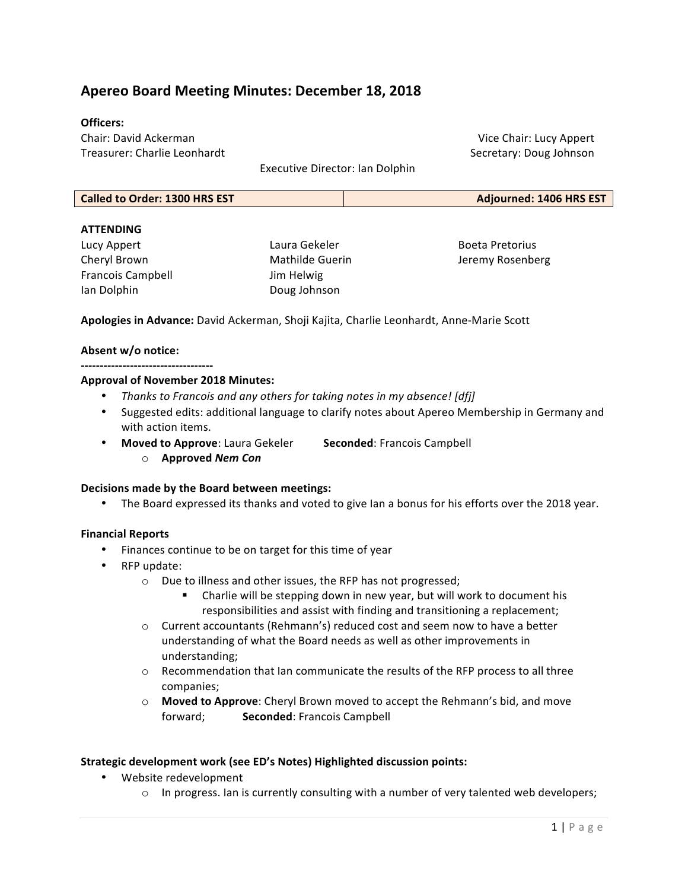# Apereo Board Meeting Minutes: December 18, 2018

**Officers:**
Chair: David Ackerman
Vice Chair: Lucy Appert
Treasurer: Charlie Leonhardt
Secretary: Doug Johnson
Executive Director: Ian Dolphin

| Called to Order: 1300 HRS EST | Adjourned: 1406 HRS EST |
|---|---|

**ATTENDING**

Lucy Appert
Cheryl Brown
Francois Campbell
Ian Dolphin
Laura Gekeler
Mathilde Guerin
Jim Helwig
Doug Johnson
Boeta Pretorius
Jeremy Rosenberg

**Apologies in Advance:** David Ackerman, Shoji Kajita, Charlie Leonhardt, Anne-Marie Scott

**Absent w/o notice:**

----------------------------------

**Approval of November 2018 Minutes:**

- *Thanks to Francois and any others for taking notes in my absence! [dfj]*
- Suggested edits: additional language to clarify notes about Apereo Membership in Germany and with action items.
- **Moved to Approve**: Laura Gekeler **Seconded**: Francois Campbell
  - **Approved *Nem Con***

**Decisions made by the Board between meetings:**

- The Board expressed its thanks and voted to give Ian a bonus for his efforts over the 2018 year.

**Financial Reports**

- Finances continue to be on target for this time of year
- RFP update:
  - Due to illness and other issues, the RFP has not progressed;
    - Charlie will be stepping down in new year, but will work to document his responsibilities and assist with finding and transitioning a replacement;
  - Current accountants (Rehmann's) reduced cost and seem now to have a better understanding of what the Board needs as well as other improvements in understanding;
  - Recommendation that Ian communicate the results of the RFP process to all three companies;
  - **Moved to Approve**: Cheryl Brown moved to accept the Rehmann's bid, and move forward; **Seconded**: Francois Campbell

**Strategic development work (see ED's Notes) Highlighted discussion points:**

- Website redevelopment
  - In progress. Ian is currently consulting with a number of very talented web developers;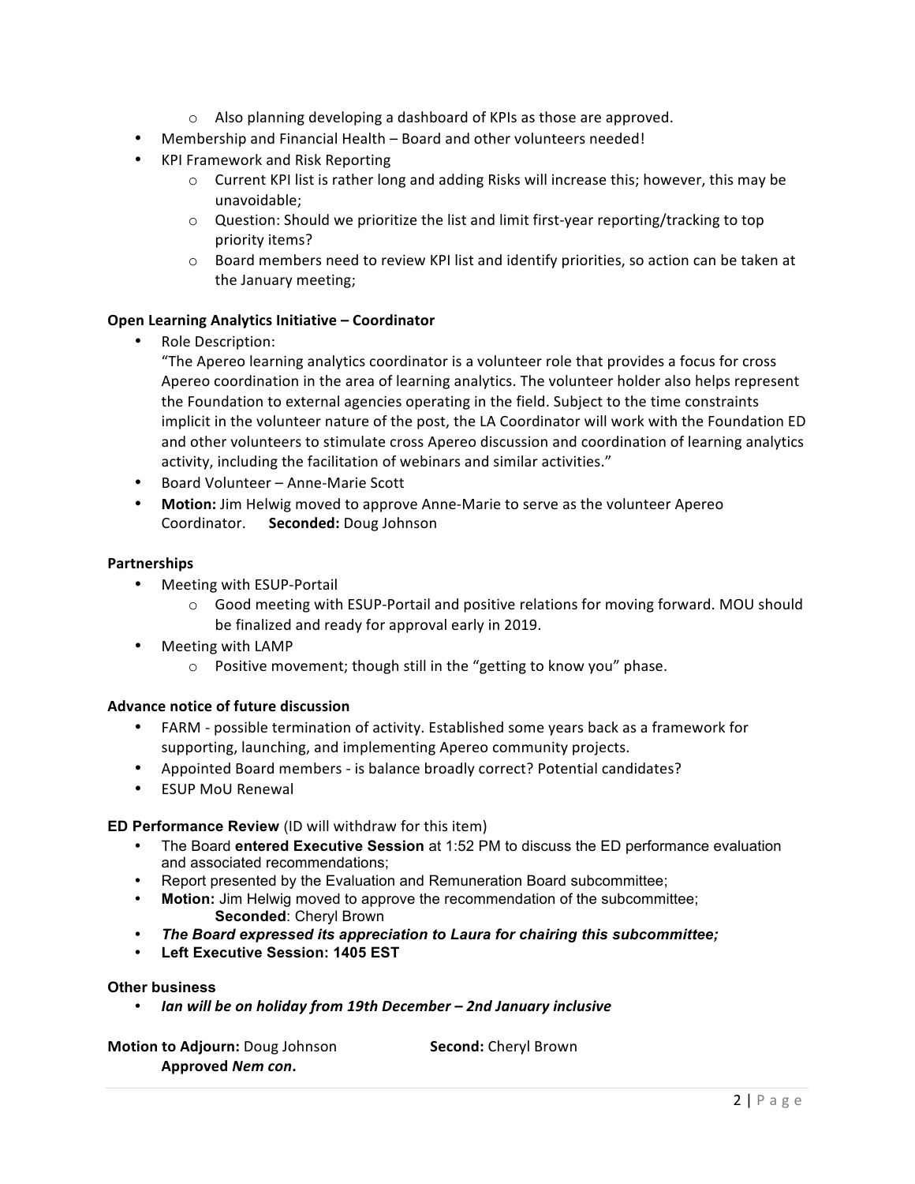- Also planning developing a dashboard of KPIs as those are approved.
- Membership and Financial Health – Board and other volunteers needed!
- KPI Framework and Risk Reporting
    - Current KPI list is rather long and adding Risks will increase this; however, this may be unavoidable;
    - Question: Should we prioritize the list and limit first-year reporting/tracking to top priority items?
    - Board members need to review KPI list and identify priorities, so action can be taken at the January meeting;

**Open Learning Analytics Initiative – Coordinator**

- Role Description:
  "The Apereo learning analytics coordinator is a volunteer role that provides a focus for cross Apereo coordination in the area of learning analytics. The volunteer holder also helps represent the Foundation to external agencies operating in the field. Subject to the time constraints implicit in the volunteer nature of the post, the LA Coordinator will work with the Foundation ED and other volunteers to stimulate cross Apereo discussion and coordination of learning analytics activity, including the facilitation of webinars and similar activities."
- Board Volunteer – Anne-Marie Scott
- **Motion:** Jim Helwig moved to approve Anne-Marie to serve as the volunteer Apereo Coordinator. **Seconded:** Doug Johnson

**Partnerships**

- Meeting with ESUP-Portail
    - Good meeting with ESUP-Portail and positive relations for moving forward. MOU should be finalized and ready for approval early in 2019.
- Meeting with LAMP
    - Positive movement; though still in the "getting to know you" phase.

**Advance notice of future discussion**

- FARM - possible termination of activity. Established some years back as a framework for supporting, launching, and implementing Apereo community projects.
- Appointed Board members - is balance broadly correct? Potential candidates?
- ESUP MoU Renewal

**ED Performance Review** (ID will withdraw for this item)

- The Board **entered Executive Session** at 1:52 PM to discuss the ED performance evaluation and associated recommendations;
- Report presented by the Evaluation and Remuneration Board subcommittee;
- **Motion:** Jim Helwig moved to approve the recommendation of the subcommittee;
  **Seconded**: Cheryl Brown
- ***The Board expressed its appreciation to Laura for chairing this subcommittee;***
- **Left Executive Session: 1405 EST**

**Other business**

- ***Ian will be on holiday from 19th December – 2nd January inclusive***

**Motion to Adjourn:** Doug Johnson **Second:** Cheryl Brown
**Approved *Nem con*.**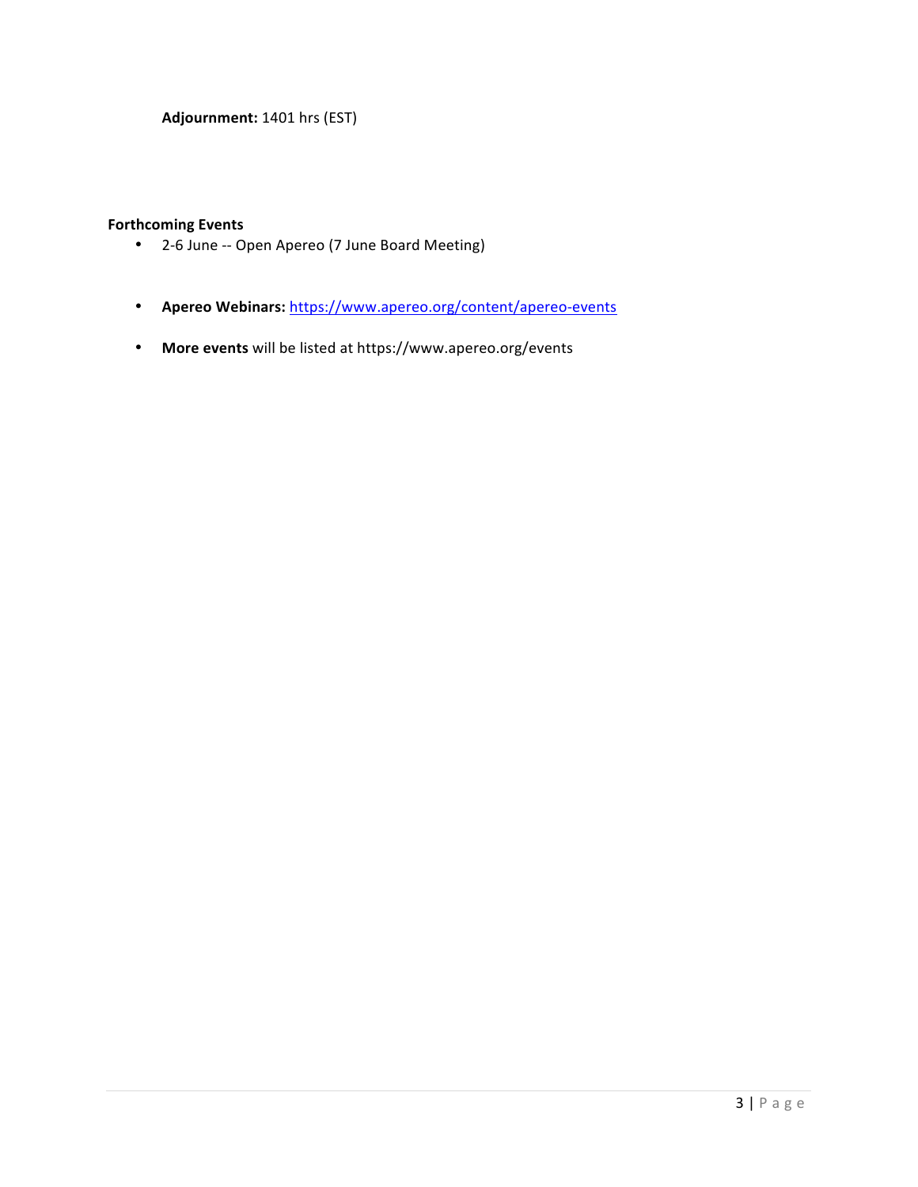**Adjournment:** 1401 hrs (EST)

**Forthcoming Events**

- 2-6 June -- Open Apereo (7 June Board Meeting)

- **Apereo Webinars:** [https://www.apereo.org/content/apereo-events](https://www.apereo.org/content/apereo-events)

- **More events** will be listed at https://www.apereo.org/events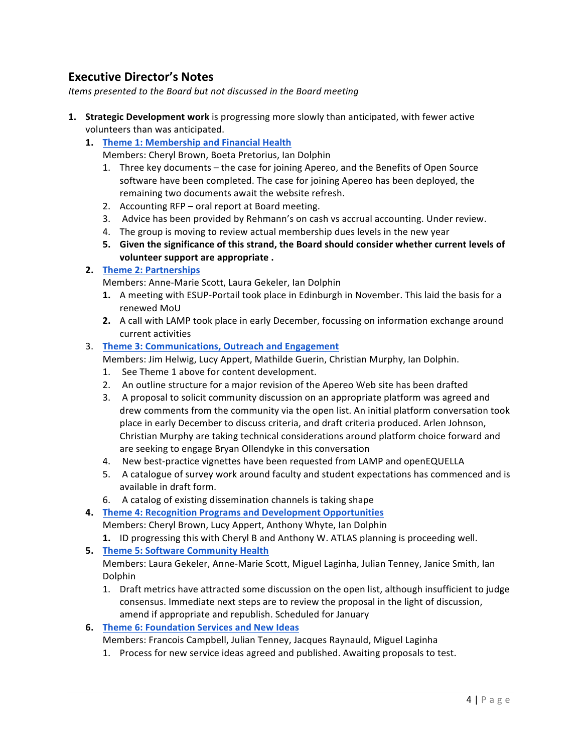## Executive Director's Notes

*Items presented to the Board but not discussed in the Board meeting*

1. **Strategic Development work** is progressing more slowly than anticipated, with fewer active volunteers than was anticipated.
   1. **[Theme 1: Membership and Financial Health]()**
      Members: Cheryl Brown, Boeta Pretorius, Ian Dolphin
      1. Three key documents – the case for joining Apereo, and the Benefits of Open Source software have been completed. The case for joining Apereo has been deployed, the remaining two documents await the website refresh.
      2. Accounting RFP – oral report at Board meeting.
      3. Advice has been provided by Rehmann's on cash vs accrual accounting. Under review.
      4. The group is moving to review actual membership dues levels in the new year
      5. **Given the significance of this strand, the Board should consider whether current levels of volunteer support are appropriate .**
   2. **[Theme 2: Partnerships]()**
      Members: Anne-Marie Scott, Laura Gekeler, Ian Dolphin
      1. A meeting with ESUP-Portail took place in Edinburgh in November. This laid the basis for a renewed MoU
      2. A call with LAMP took place in early December, focussing on information exchange around current activities
   3. **[Theme 3: Communications, Outreach and Engagement]()**
      Members: Jim Helwig, Lucy Appert, Mathilde Guerin, Christian Murphy, Ian Dolphin.
      1. See Theme 1 above for content development.
      2. An outline structure for a major revision of the Apereo Web site has been drafted
      3. A proposal to solicit community discussion on an appropriate platform was agreed and drew comments from the community via the open list. An initial platform conversation took place in early December to discuss criteria, and draft criteria produced. Arlen Johnson, Christian Murphy are taking technical considerations around platform choice forward and are seeking to engage Bryan Ollendyke in this conversation
      4. New best-practice vignettes have been requested from LAMP and openEQUELLA
      5. A catalogue of survey work around faculty and student expectations has commenced and is available in draft form.
      6. A catalog of existing dissemination channels is taking shape
   4. **[Theme 4: Recognition Programs and Development Opportunities]()**
      Members: Cheryl Brown, Lucy Appert, Anthony Whyte, Ian Dolphin
      1. ID progressing this with Cheryl B and Anthony W. ATLAS planning is proceeding well.
   5. **[Theme 5: Software Community Health]()**
      Members: Laura Gekeler, Anne-Marie Scott, Miguel Laginha, Julian Tenney, Janice Smith, Ian Dolphin
      1. Draft metrics have attracted some discussion on the open list, although insufficient to judge consensus. Immediate next steps are to review the proposal in the light of discussion, amend if appropriate and republish. Scheduled for January
   6. **[Theme 6: Foundation Services and New Ideas]()**
      Members: Francois Campbell, Julian Tenney, Jacques Raynauld, Miguel Laginha
      1. Process for new service ideas agreed and published. Awaiting proposals to test.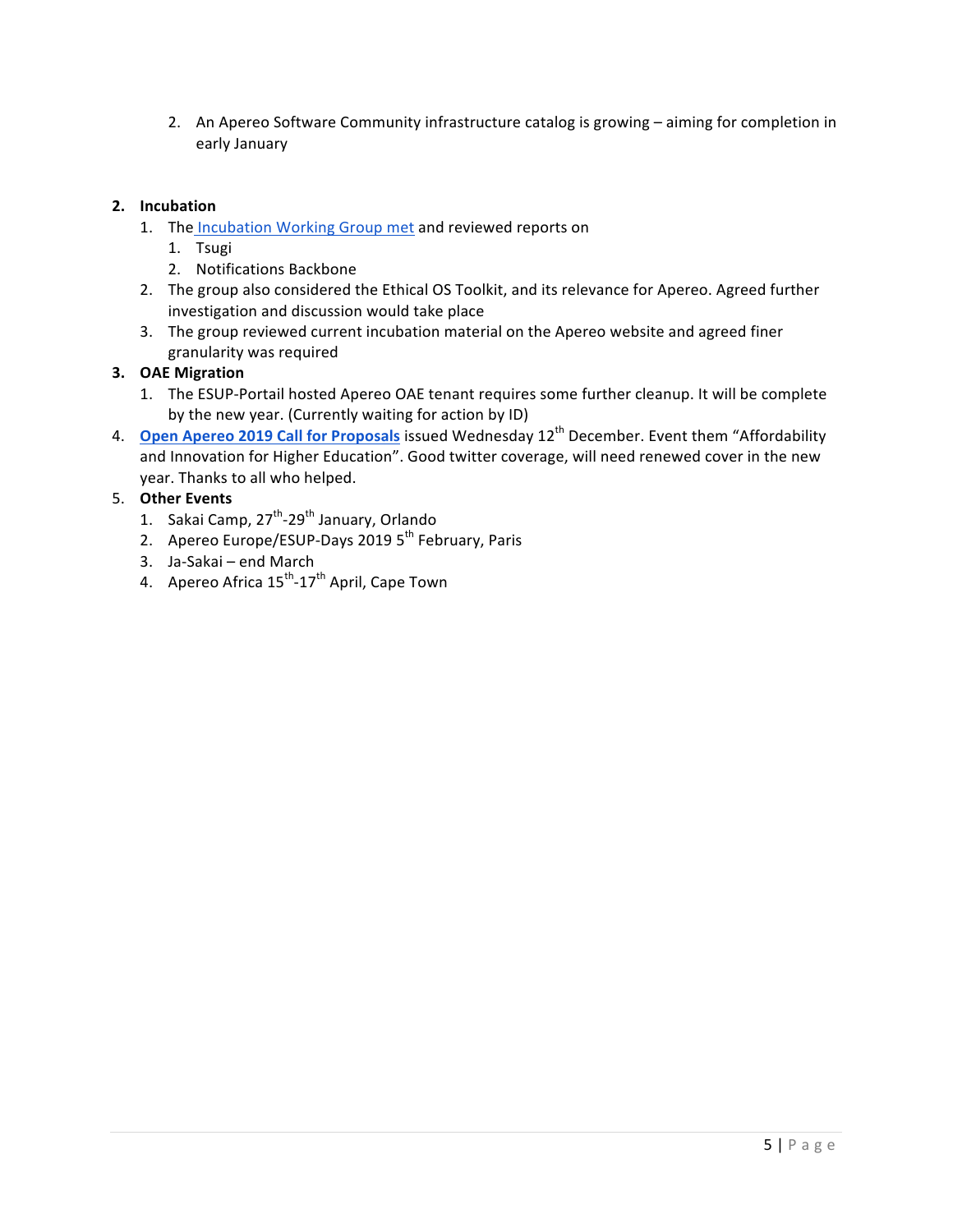2. An Apereo Software Community infrastructure catalog is growing – aiming for completion in early January

2. **Incubation**
   1. The Incubation Working Group met and reviewed reports on
      1. Tsugi
      2. Notifications Backbone
   2. The group also considered the Ethical OS Toolkit, and its relevance for Apereo. Agreed further investigation and discussion would take place
   3. The group reviewed current incubation material on the Apereo website and agreed finer granularity was required
3. **OAE Migration**
   1. The ESUP-Portail hosted Apereo OAE tenant requires some further cleanup. It will be complete by the new year. (Currently waiting for action by ID)
4. **Open Apereo 2019 Call for Proposals** issued Wednesday 12th December. Event them "Affordability and Innovation for Higher Education". Good twitter coverage, will need renewed cover in the new year. Thanks to all who helped.
5. **Other Events**
   1. Sakai Camp, 27th-29th January, Orlando
   2. Apereo Europe/ESUP-Days 2019 5th February, Paris
   3. Ja-Sakai – end March
   4. Apereo Africa 15th-17th April, Cape Town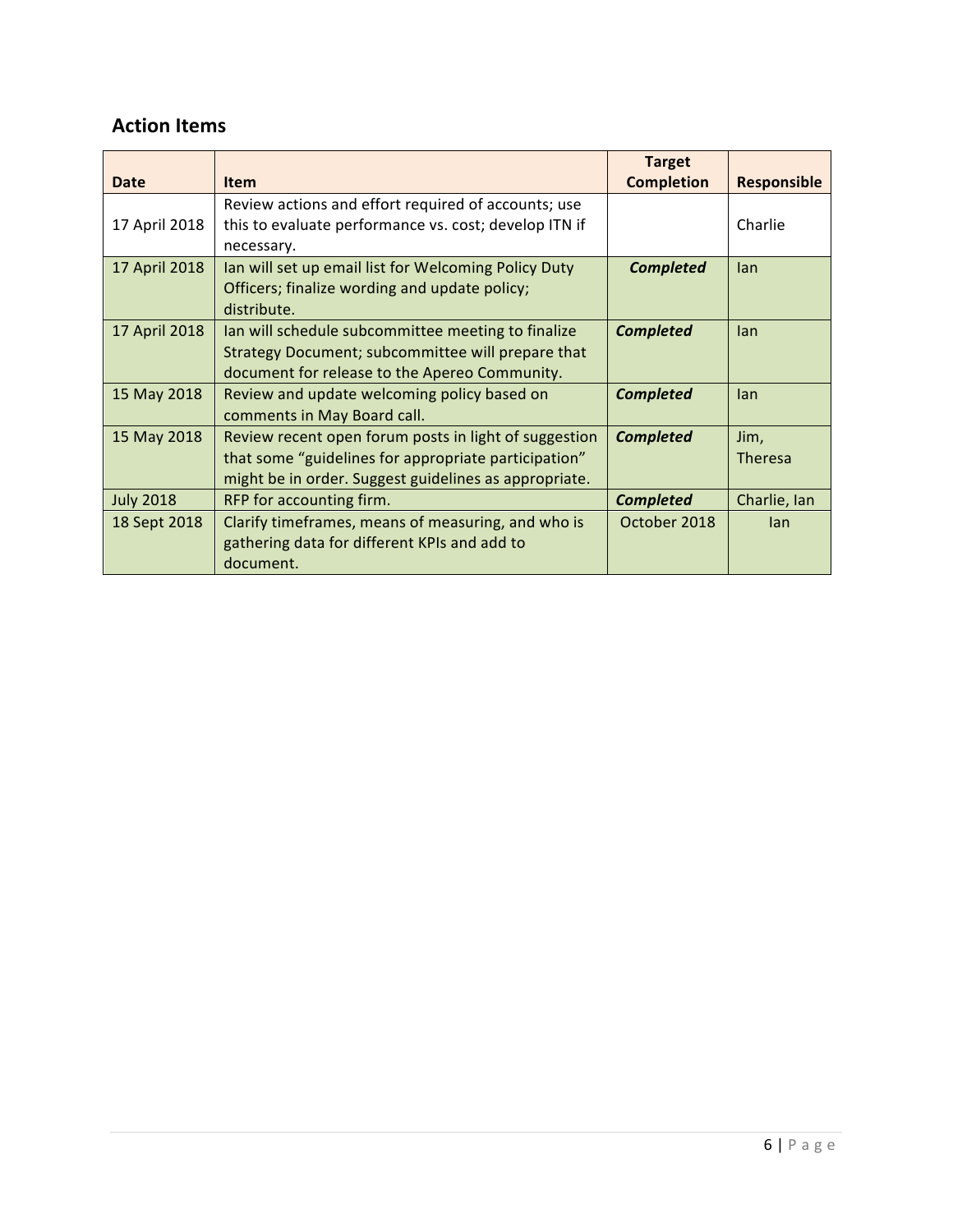## Action Items

| Date | Item | Target Completion | Responsible |
|---|---|---|---|
| 17 April 2018 | Review actions and effort required of accounts; use this to evaluate performance vs. cost; develop ITN if necessary. | | Charlie |
| 17 April 2018 | Ian will set up email list for Welcoming Policy Duty Officers; finalize wording and update policy; distribute. | ***Completed*** | Ian |
| 17 April 2018 | Ian will schedule subcommittee meeting to finalize Strategy Document; subcommittee will prepare that document for release to the Apereo Community. | ***Completed*** | Ian |
| 15 May 2018 | Review and update welcoming policy based on comments in May Board call. | ***Completed*** | Ian |
| 15 May 2018 | Review recent open forum posts in light of suggestion that some "guidelines for appropriate participation" might be in order. Suggest guidelines as appropriate. | ***Completed*** | Jim, Theresa |
| July 2018 | RFP for accounting firm. | ***Completed*** | Charlie, Ian |
| 18 Sept 2018 | Clarify timeframes, means of measuring, and who is gathering data for different KPIs and add to document. | October 2018 | Ian |